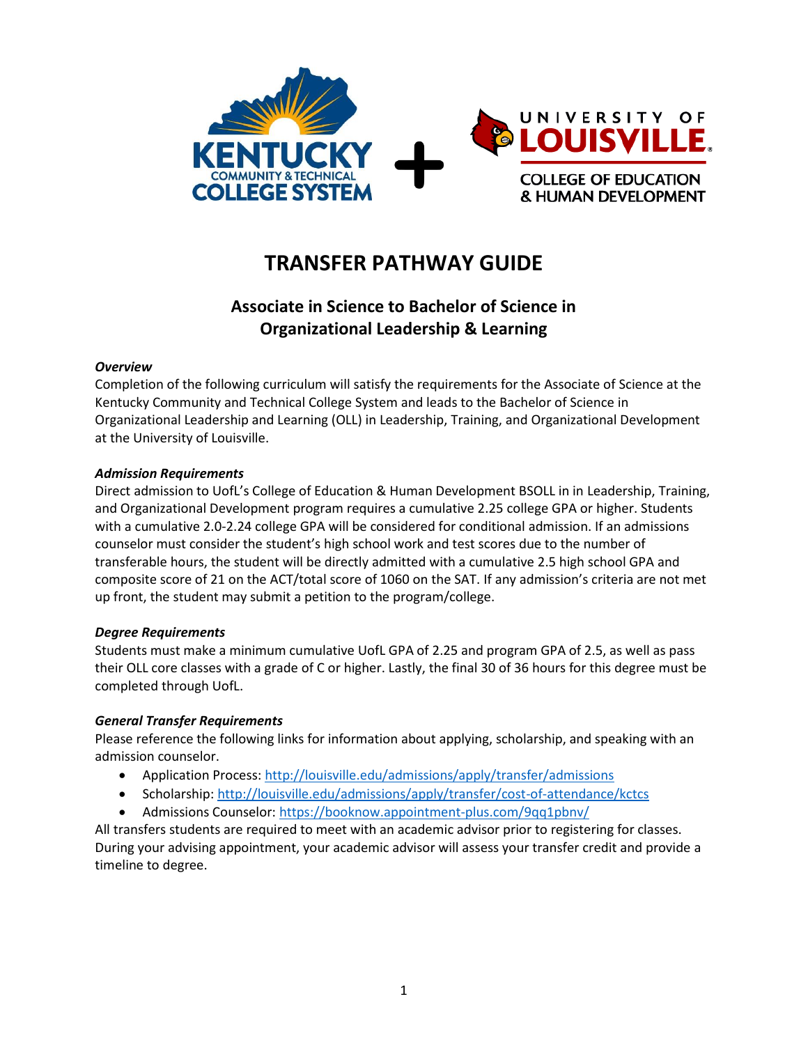# TRANSFER PATHWAY GUIDE

## Associate in Science to Bachelor of Science in Organizational Leadership & Learning

***Overview***

Completion of the following curriculum will satisfy the requirements for the Associate of Science at the Kentucky Community and Technical College System and leads to the Bachelor of Science in Organizational Leadership and Learning (OLL) in Leadership, Training, and Organizational Development at the University of Louisville.

***Admission Requirements***

Direct admission to UofL's College of Education & Human Development BSOLL in in Leadership, Training, and Organizational Development program requires a cumulative 2.25 college GPA or higher. Students with a cumulative 2.0-2.24 college GPA will be considered for conditional admission. If an admissions counselor must consider the student's high school work and test scores due to the number of transferable hours, the student will be directly admitted with a cumulative 2.5 high school GPA and composite score of 21 on the ACT/total score of 1060 on the SAT. If any admission's criteria are not met up front, the student may submit a petition to the program/college.

***Degree Requirements***

Students must make a minimum cumulative UofL GPA of 2.25 and program GPA of 2.5, as well as pass their OLL core classes with a grade of C or higher. Lastly, the final 30 of 36 hours for this degree must be completed through UofL.

***General Transfer Requirements***

Please reference the following links for information about applying, scholarship, and speaking with an admission counselor.

- Application Process: http://louisville.edu/admissions/apply/transfer/admissions
- Scholarship: http://louisville.edu/admissions/apply/transfer/cost-of-attendance/kctcs
- Admissions Counselor: https://booknow.appointment-plus.com/9qq1pbnv/

All transfers students are required to meet with an academic advisor prior to registering for classes. During your advising appointment, your academic advisor will assess your transfer credit and provide a timeline to degree.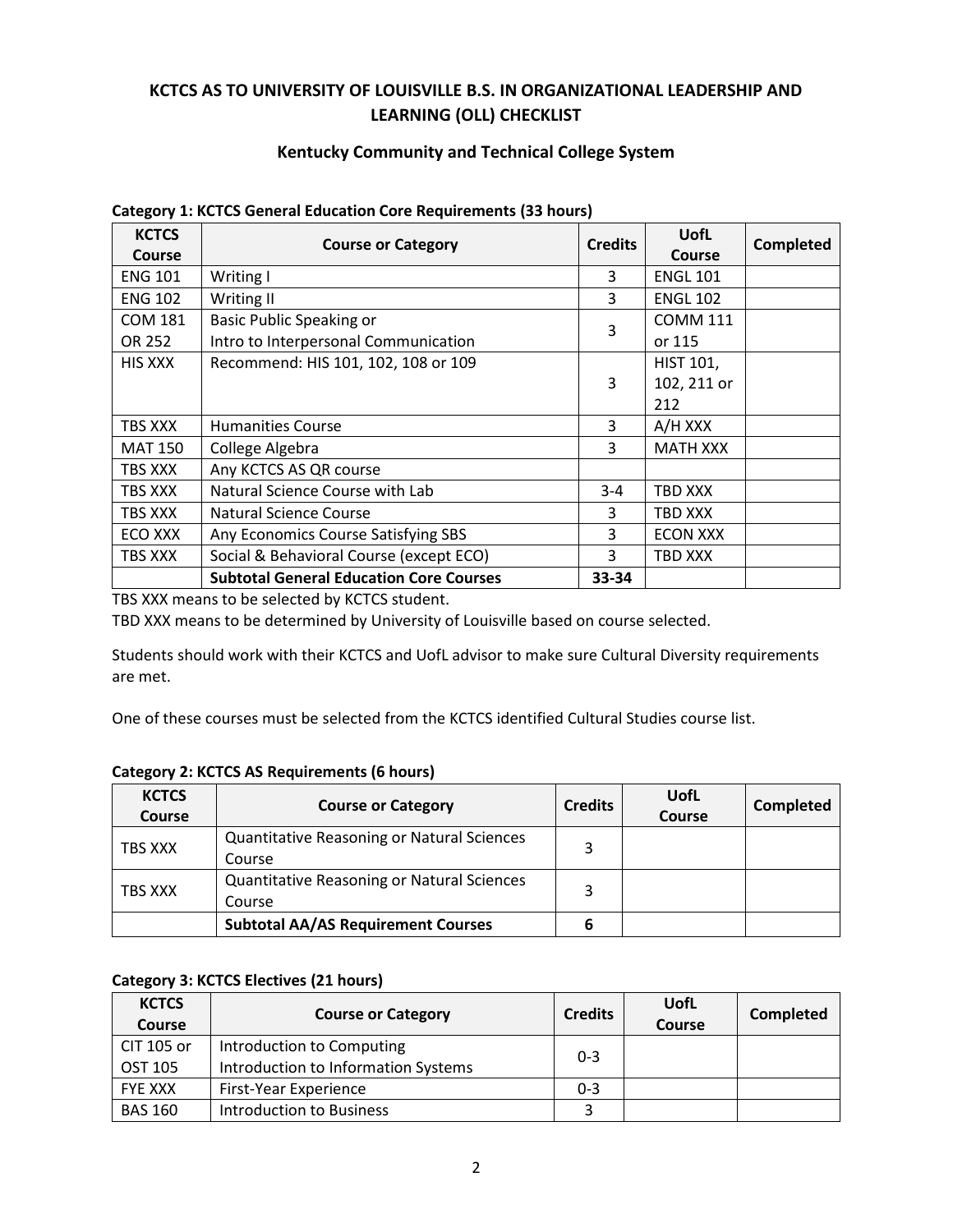## KCTCS AS TO UNIVERSITY OF LOUISVILLE B.S. IN ORGANIZATIONAL LEADERSHIP AND LEARNING (OLL) CHECKLIST

### Kentucky Community and Technical College System

**Category 1: KCTCS General Education Core Requirements (33 hours)**

| KCTCS Course | Course or Category | Credits | UofL Course | Completed |
|---|---|---|---|---|
| ENG 101 | Writing I | 3 | ENGL 101 | |
| ENG 102 | Writing II | 3 | ENGL 102 | |
| COM 181 OR 252 | Basic Public Speaking or Intro to Interpersonal Communication | 3 | COMM 111 or 115 | |
| HIS XXX | Recommend: HIS 101, 102, 108 or 109 | 3 | HIST 101, 102, 211 or 212 | |
| TBS XXX | Humanities Course | 3 | A/H XXX | |
| MAT 150 | College Algebra | 3 | MATH XXX | |
| TBS XXX | Any KCTCS AS QR course | | | |
| TBS XXX | Natural Science Course with Lab | 3-4 | TBD XXX | |
| TBS XXX | Natural Science Course | 3 | TBD XXX | |
| ECO XXX | Any Economics Course Satisfying SBS | 3 | ECON XXX | |
| TBS XXX | Social & Behavioral Course (except ECO) | 3 | TBD XXX | |
| | **Subtotal General Education Core Courses** | **33-34** | | |

TBS XXX means to be selected by KCTCS student.

TBD XXX means to be determined by University of Louisville based on course selected.

Students should work with their KCTCS and UofL advisor to make sure Cultural Diversity requirements are met.

One of these courses must be selected from the KCTCS identified Cultural Studies course list.

**Category 2: KCTCS AS Requirements (6 hours)**

| KCTCS Course | Course or Category | Credits | UofL Course | Completed |
|---|---|---|---|---|
| TBS XXX | Quantitative Reasoning or Natural Sciences Course | 3 | | |
| TBS XXX | Quantitative Reasoning or Natural Sciences Course | 3 | | |
| | **Subtotal AA/AS Requirement Courses** | **6** | | |

**Category 3: KCTCS Electives (21 hours)**

| KCTCS Course | Course or Category | Credits | UofL Course | Completed |
|---|---|---|---|---|
| CIT 105 or OST 105 | Introduction to Computing Introduction to Information Systems | 0-3 | | |
| FYE XXX | First-Year Experience | 0-3 | | |
| BAS 160 | Introduction to Business | 3 | | |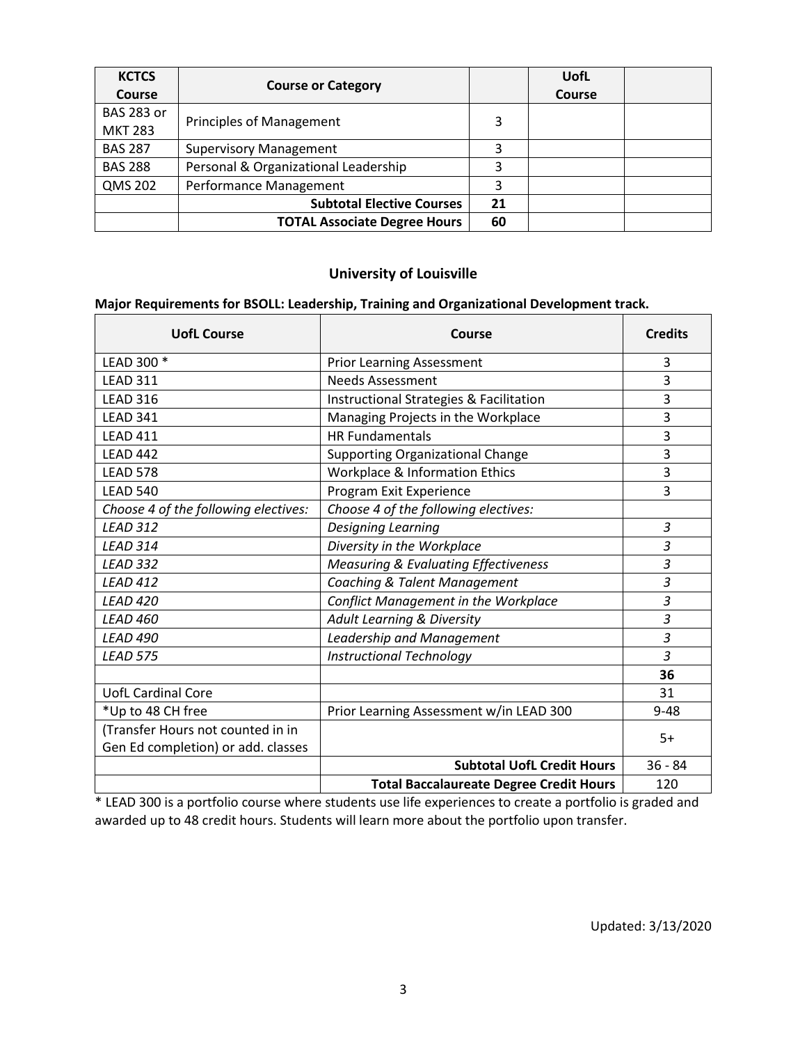| KCTCS Course | Course or Category | | UofL Course | |
|---|---|---|---|---|
| BAS 283 or MKT 283 | Principles of Management | 3 | | |
| BAS 287 | Supervisory Management | 3 | | |
| BAS 288 | Personal & Organizational Leadership | 3 | | |
| QMS 202 | Performance Management | 3 | | |
| | **Subtotal Elective Courses** | **21** | | |
| | **TOTAL Associate Degree Hours** | **60** | | |

## University of Louisville

**Major Requirements for BSOLL: Leadership, Training and Organizational Development track.**

| UofL Course | Course | Credits |
|---|---|---|
| LEAD 300 * | Prior Learning Assessment | 3 |
| LEAD 311 | Needs Assessment | 3 |
| LEAD 316 | Instructional Strategies & Facilitation | 3 |
| LEAD 341 | Managing Projects in the Workplace | 3 |
| LEAD 411 | HR Fundamentals | 3 |
| LEAD 442 | Supporting Organizational Change | 3 |
| LEAD 578 | Workplace & Information Ethics | 3 |
| LEAD 540 | Program Exit Experience | 3 |
| *Choose 4 of the following electives:* | *Choose 4 of the following electives:* | |
| *LEAD 312* | *Designing Learning* | *3* |
| *LEAD 314* | *Diversity in the Workplace* | *3* |
| *LEAD 332* | *Measuring & Evaluating Effectiveness* | *3* |
| *LEAD 412* | *Coaching & Talent Management* | *3* |
| *LEAD 420* | *Conflict Management in the Workplace* | *3* |
| *LEAD 460* | *Adult Learning & Diversity* | *3* |
| *LEAD 490* | *Leadership and Management* | *3* |
| *LEAD 575* | *Instructional Technology* | *3* |
| | | **36** |
| UofL Cardinal Core | | 31 |
| *Up to 48 CH free | Prior Learning Assessment w/in LEAD 300 | 9-48 |
| (Transfer Hours not counted in in Gen Ed completion) or add. classes | | 5+ |
| | **Subtotal UofL Credit Hours** | 36 - 84 |
| | **Total Baccalaureate Degree Credit Hours** | 120 |

* LEAD 300 is a portfolio course where students use life experiences to create a portfolio is graded and awarded up to 48 credit hours. Students will learn more about the portfolio upon transfer.

Updated: 3/13/2020